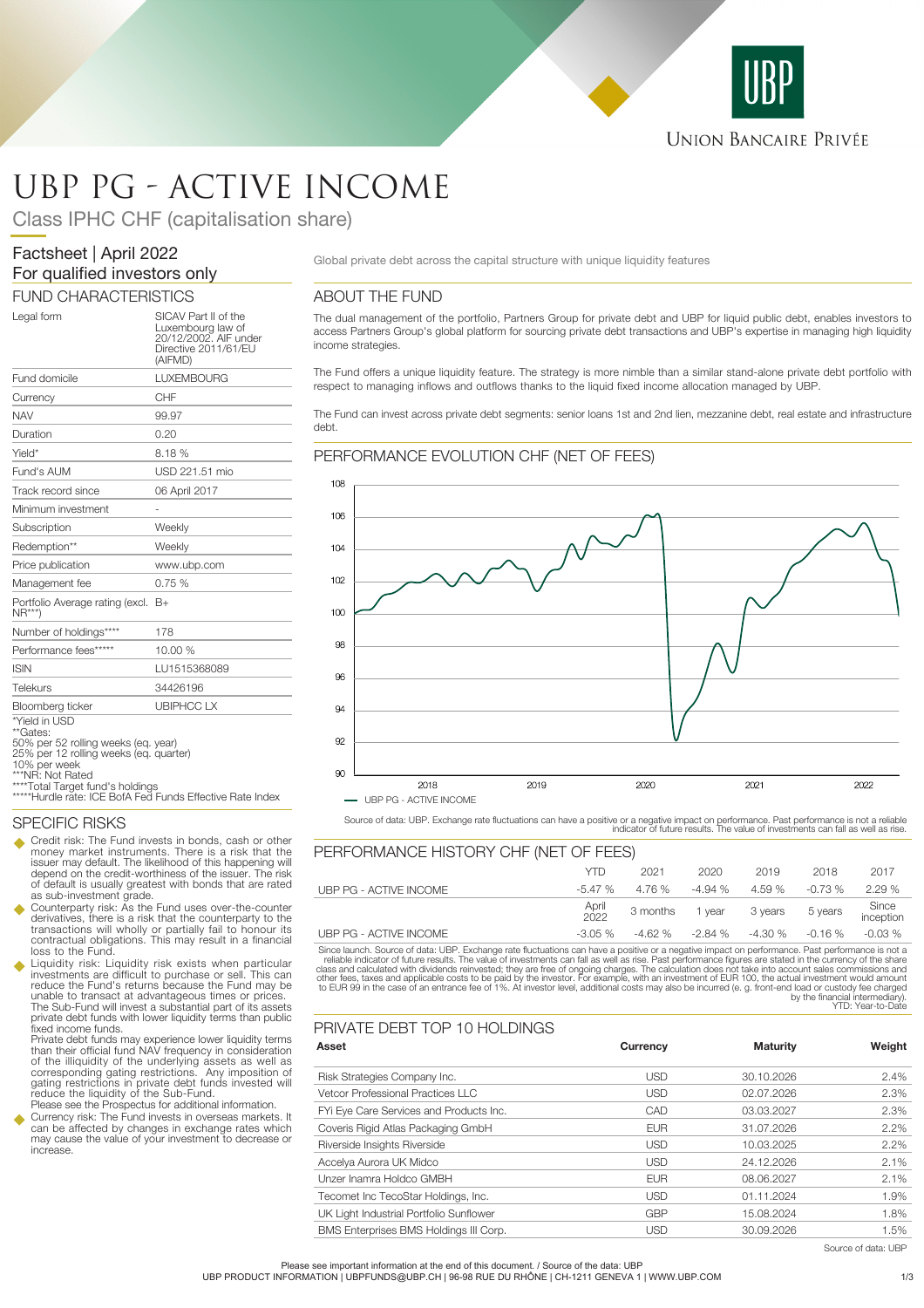# UBP PG - ACTIVE INCOME

Class IPHC CHF (capitalisation share)

## Factsheet | April 2022
For qualified investors only

Global private debt across the capital structure with unique liquidity features

## FUND CHARACTERISTICS

| | |
|---|---|
| Legal form | SICAV Part II of the Luxembourg law of 20/12/2002. AIF under Directive 2011/61/EU (AIFMD) |
| Fund domicile | LUXEMBOURG |
| Currency | CHF |
| NAV | 99.97 |
| Duration | 0.20 |
| Yield* | 8.18 % |
| Fund's AUM | USD 221.51 mio |
| Track record since | 06 April 2017 |
| Minimum investment | - |
| Subscription | Weekly |
| Redemption** | Weekly |
| Price publication | www.ubp.com |
| Management fee | 0.75 % |
| Portfolio Average rating (excl. NR***) | B+ |
| Number of holdings**** | 178 |
| Performance fees***** | 10.00 % |
| ISIN | LU1515368089 |
| Telekurs | 34426196 |
| Bloomberg ticker | UBIPHCC LX |

*Yield in USD
**Gates:
50% per 52 rolling weeks (eq. year)
25% per 12 rolling weeks (eq. quarter)
10% per week
***NR: Not Rated
****Total Target fund's holdings
*****Hurdle rate: ICE BofA Fed Funds Effective Rate Index

## SPECIFIC RISKS

- Credit risk: The Fund invests in bonds, cash or other money market instruments. There is a risk that the issuer may default. The likelihood of this happening will depend on the credit-worthiness of the issuer. The risk of default is usually greatest with bonds that are rated as sub-investment grade.
- Counterparty risk: As the Fund uses over-the-counter derivatives, there is a risk that the counterparty to the transactions will wholly or partially fail to honour its contractual obligations. This may result in a financial loss to the Fund.
- Liquidity risk: Liquidity risk exists when particular investments are difficult to purchase or sell. This can reduce the Fund's returns because the Fund may be unable to transact at advantageous times or prices. The Sub-Fund will invest a substantial part of its assets private debt funds with lower liquidity terms than public fixed income funds.
  Private debt funds may experience lower liquidity terms than their official fund NAV frequency in consideration of the illiquidity of the underlying assets as well as corresponding gating restrictions. Any imposition of gating restrictions in private debt funds invested will reduce the liquidity of the Sub-Fund.
  Please see the Prospectus for additional information.
- Currency risk: The Fund invests in overseas markets. It can be affected by changes in exchange rates which may cause the value of your investment to decrease or increase.

## ABOUT THE FUND

The dual management of the portfolio, Partners Group for private debt and UBP for liquid public debt, enables investors to access Partners Group's global platform for sourcing private debt transactions and UBP's expertise in managing high liquidity income strategies.

The Fund offers a unique liquidity feature. The strategy is more nimble than a similar stand-alone private debt portfolio with respect to managing inflows and outflows thanks to the liquid fixed income allocation managed by UBP.

The Fund can invest across private debt segments: senior loans 1st and 2nd lien, mezzanine debt, real estate and infrastructure debt.

## PERFORMANCE EVOLUTION CHF (NET OF FEES)

— UBP PG - ACTIVE INCOME

Source of data: UBP. Exchange rate fluctuations can have a positive or a negative impact on performance. Past performance is not a reliable indicator of future results. The value of investments can fall as well as rise.

## PERFORMANCE HISTORY CHF (NET OF FEES)

| | YTD | 2021 | 2020 | 2019 | 2018 | 2017 |
|---|---|---|---|---|---|---|
| UBP PG - ACTIVE INCOME | -5.47 % | 4.76 % | -4.94 % | 4.59 % | -0.73 % | 2.29 % |

| | April 2022 | 3 months | 1 year | 3 years | 5 years | Since inception |
|---|---|---|---|---|---|---|
| UBP PG - ACTIVE INCOME | -3.05 % | -4.62 % | -2.84 % | -4.30 % | -0.16 % | -0.03 % |

Since launch. Source of data: UBP. Exchange rate fluctuations can have a positive or a negative impact on performance. Past performance is not a reliable indicator of future results. The value of investments can fall as well as rise. Past performance figures are stated in the currency of the share class and calculated with dividends reinvested; they are free of ongoing charges. The calculation does not take into account sales commissions and other fees, taxes and applicable costs to be paid by the investor. For example, with an investment of EUR 100, the actual investment would amount to EUR 99 in the case of an entrance fee of 1%. At investor level, additional costs may also be incurred (e. g. front-end load or custody fee charged by the financial intermediary).
YTD: Year-to-Date

## PRIVATE DEBT TOP 10 HOLDINGS

| Asset | Currency | Maturity | Weight |
|---|---|---|---|
| Risk Strategies Company Inc. | USD | 30.10.2026 | 2.4% |
| Vetcor Professional Practices LLC | USD | 02.07.2026 | 2.3% |
| FYi Eye Care Services and Products Inc. | CAD | 03.03.2027 | 2.3% |
| Coveris Rigid Atlas Packaging GmbH | EUR | 31.07.2026 | 2.2% |
| Riverside Insights Riverside | USD | 10.03.2025 | 2.2% |
| Accelya Aurora UK Midco | USD | 24.12.2026 | 2.1% |
| Unzer Inamra Holdco GMBH | EUR | 08.06.2027 | 2.1% |
| Tecomet Inc TecoStar Holdings, Inc. | USD | 01.11.2024 | 1.9% |
| UK Light Industrial Portfolio Sunflower | GBP | 15.08.2024 | 1.8% |
| BMS Enterprises BMS Holdings III Corp. | USD | 30.09.2026 | 1.5% |

Source of data: UBP

Please see important information at the end of this document. / Source of the data: UBP
UBP PRODUCT INFORMATION | UBPFUNDS@UBP.CH | 96-98 RUE DU RHÔNE | CH-1211 GENEVA 1 | WWW.UBP.COM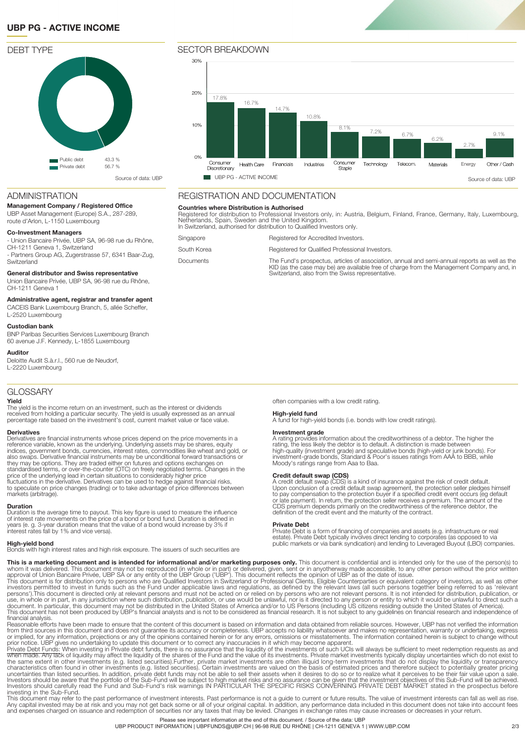# UBP PG - ACTIVE INCOME

## DEBT TYPE

| Debt type | % |
|---|---|
| Public debt | 43.3 % |
| Private debt | 56.7 % |

Source of data: UBP

## SECTOR BREAKDOWN

| Sector | UBP PG - ACTIVE INCOME |
|---|---|
| Consumer Discretionary | 17.8% |
| Health Care | 16.7% |
| Financials | 14.7% |
| Industries | 10.8% |
| Consumer Staple | 8.1% |
| Technology | 7.2% |
| Telecom. | 6.7% |
| Materials | 6.2% |
| Energy | 2.7% |
| Other / Cash | 9.1% |

Source of data: UBP

## ADMINISTRATION

**Management Company / Registered Office**
UBP Asset Management (Europe) S.A., 287-289, route d'Arlon, L-1150 Luxembourg

**Co-Investment Managers**
- Union Bancaire Privée, UBP SA, 96-98 rue du Rhône, CH-1211 Geneva 1, Switzerland
- Partners Group AG, Zugerstrasse 57, 6341 Baar-Zug, Switzerland

**General distributor and Swiss representative**
Union Bancaire Privée, UBP SA, 96-98 rue du Rhône, CH-1211 Geneva 1

**Administrative agent, registrar and transfer agent**
CACEIS Bank Luxembourg Branch, 5, allée Scheffer, L-2520 Luxembourg

**Custodian bank**
BNP Paribas Securities Services Luxembourg Branch
60 avenue J.F. Kennedy, L-1855 Luxembourg

**Auditor**
Deloitte Audit S.à.r.l., 560 rue de Neudorf, L-2220 Luxembourg

## REGISTRATION AND DOCUMENTATION

**Countries where Distribution is Authorised**
Registered for distribution to Professional Investors only, in: Austria, Belgium, Finland, France, Germany, Italy, Luxembourg, Netherlands, Spain, Sweden and the United Kingdom.
In Switzerland, authorised for distribution to Qualified Investors only.

| | |
|---|---|
| Singapore | Registered for Accredited Investors. |
| South Korea | Registered for Qualified Professional Investors. |
| Documents | The Fund's prospectus, articles of association, annual and semi-annual reports as well as the KID (as the case may be) are available free of charge from the Management Company and, in Switzerland, also from the Swiss representative. |

## GLOSSARY

**Yield**
The yield is the income return on an investment, such as the interest or dividends received from holding a particular security. The yield is usually expressed as an annual percentage rate based on the investment's cost, current market value or face value.

**Derivatives**
Derivatives are financial instruments whose prices depend on the price movements in a reference variable, known as the underlying. Underlying assets may be shares, equity indices, government bonds, currencies, interest rates, commodities like wheat and gold, or also swaps. Derivative financial instruments may be unconditional forward transactions or they may be options. They are traded either on futures and options exchanges on standardised terms, or over-the-counter (OTC) on freely negotiated terms. Changes in the price of the underlying lead in certain situations to considerably higher price fluctuations in the derivative. Derivatives can be used to hedge against financial risks, to speculate on price changes (trading) or to take advantage of price differences between markets (arbitrage).

**Duration**
Duration is the average time to payout. This key figure is used to measure the influence of interest rate movements on the price of a bond or bond fund. Duration is defined in years (e. g. 3-year duration means that the value of a bond would increase by 3% if interest rates fall by 1% and vice versa).

**High-yield bond**
Bonds with high interest rates and high risk exposure. The issuers of such securities are often companies with a low credit rating.

**High-yield fund**
A fund for high-yield bonds (i.e. bonds with low credit ratings).

**Investment grade**
A rating provides information about the creditworthiness of a debtor. The higher the rating, the less likely the debtor is to default. A distinction is made between high-quality (investment grade) and speculative bonds (high-yield or junk bonds). For investment-grade bonds, Standard & Poor's issues ratings from AAA to BBB, while Moody's ratings range from Aaa to Baa.

**Credit default swap (CDS)**
A credit default swap (CDS) is a kind of insurance against the risk of credit default. Upon conclusion of a credit default swap agreement, the protection seller pledges himself to pay compensation to the protection buyer if a specified credit event occurs (eg default or late payment). In return, the protection seller receives a premium. The amount of the CDS premium depends primarily on the creditworthiness of the reference debtor, the definition of the credit event and the maturity of the contract.

**Private Debt**
Private Debt is a form of financing of companies and assets (e.g. infrastructure or real estate). Private Debt typically involves direct lending to corporates (as opposed to via public markets or via bank syndication) and lending to Leveraged Buyout (LBO) companies.

**This is a marketing document and is intended for informational and/or marketing purposes only.** This document is confidential and is intended only for the use of the person(s) to whom it was delivered. This document may not be reproduced (in whole or in part) or delivered, given, sent or in anyotherway made accessible, to any other person without the prior written approval of Union Bancaire Privée, UBP SA or any entity of the UBP Group ('UBP'). This document reflects the opinion of UBP as of the date of issue.
This document is for distribution only to persons who are Qualified Investors in Switzerland or Professional Clients, Eligible Counterparties or equivalent category of investors, as well as other investors permitted to invest in funds such as the Fund under applicable laws and regulations, as defined by the relevant laws (all such persons together being referred to as 'relevant persons').This document is directed only at relevant persons and must not be acted on or relied on by persons who are not relevant persons. It is not intended for distribution, publication, or use, in whole or in part, in any jurisdiction where such distribution, publication, or use would be unlawful, nor is it directed to any person or entity to which it would be unlawful to direct such a document. In particular, this document may not be distributed in the United States of America and/or to US Persons (including US citizens residing outside the United States of America).
This document has not been produced by UBP's financial analysts and is not to be considered as financial research. It is not subject to any guidelines on financial research and independence of financial analysis.
Reasonable efforts have been made to ensure that the content of this document is based on information and data obtained from reliable sources. However, UBP has not verified the information from third sources in this document and does not guarantee its accuracy or completeness. UBP accepts no liability whatsoever and makes no representation, warranty or undertaking, express or implied, for any information, projections or any of the opinions contained herein or for any errors, omissions or misstatements. The information contained herein is subject to change without prior notice. UBP gives no undertaking to update this document or to correct any inaccuracies in it which may become apparent.
Private Debt Funds: When investing in Private debt funds, there is no assurance that the liquidity of the investments of such UCIs will always be sufficient to meet redemption requests as and when made. Any lack of liquidity may affect the liquidity of the shares of the Fund and the value of its investments. Private market investments typically display uncertainties which do not exist to the same extent in other investments (e.g. listed securities).Further, private market investments are often illiquid long-term investments that do not display the liquidity or transparency characteristics often found in other investments (e.g. listed securities). Certain investments are valued on the basis of estimated prices and therefore subject to potentially greater pricing uncertainties than listed securities. In addition, private debt funds may not be able to sell their assets when it desires to do so or to realize what it perceives to be their fair value upon a sale. Investors should be aware that the portfolio of the Sub-Fund will be subject to high market risks and no assurance can be given that the investment objectives of this Sub-Fund will be achieved. Investors should carefully read the Fund and Sub-Fund's risk warnings IN PARTICULAR THE SPECIFIC RISKS CONVERNING PRIVATE DEBT MARKET stated in the prospectus before investing in the Sub-Fund.
This document may refer to the past performance of investment interests. Past performance is not a guide to current or future results. The value of investment interests can fall as well as rise. Any capital invested may be at risk and you may not get back some or all of your original capital. In addition, any performance data included in this document does not take into account fees and expenses charged on issuance and redemption of securities nor any taxes that may be levied. Changes in exchange rates may cause increases or decreases in your return.

Please see important information at the end of this document. / Source of the data: UBP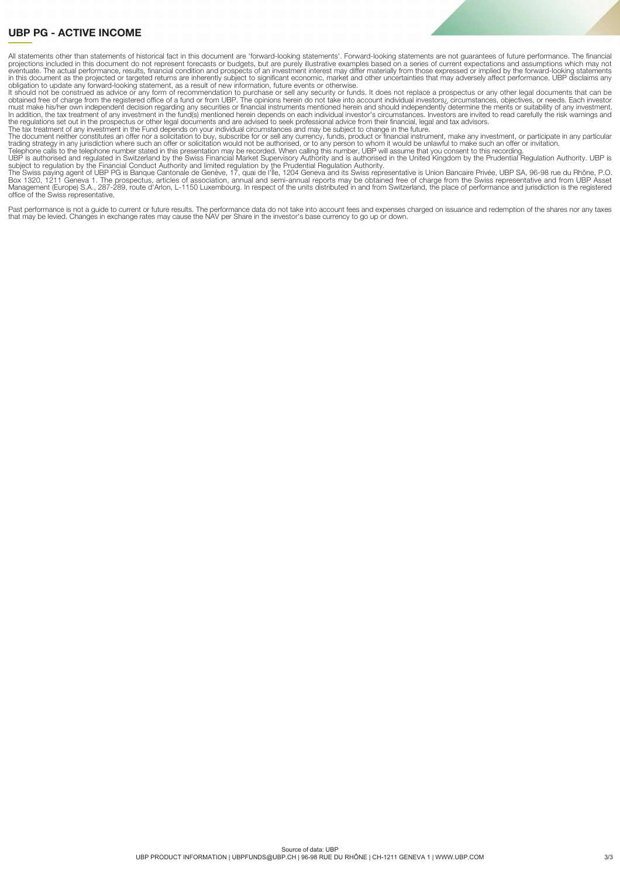## UBP PG - ACTIVE INCOME

All statements other than statements of historical fact in this document are 'forward-looking statements'. Forward-looking statements are not guarantees of future performance. The financial projections included in this document do not represent forecasts or budgets, but are purely illustrative examples based on a series of current expectations and assumptions which may not eventuate. The actual performance, results, financial condition and prospects of an investment interest may differ materially from those expressed or implied by the forward-looking statements in this document as the projected or targeted returns are inherently subject to significant economic, market and other uncertainties that may adversely affect performance. UBP disclaims any obligation to update any forward-looking statement, as a result of new information, future events or otherwise.
It should not be construed as advice or any form of recommendation to purchase or sell any security or funds. It does not replace a prospectus or any other legal documents that can be obtained free of charge from the registered office of a fund or from UBP. The opinions herein do not take into account individual investors¿ circumstances, objectives, or needs. Each investor must make his/her own independent decision regarding any securities or financial instruments mentioned herein and should independently determine the merits or suitability of any investment. In addition, the tax treatment of any investment in the fund(s) mentioned herein depends on each individual investor's circumstances. Investors are invited to read carefully the risk warnings and the regulations set out in the prospectus or other legal documents and are advised to seek professional advice from their financial, legal and tax advisors.
The tax treatment of any investment in the Fund depends on your individual circumstances and may be subject to change in the future.
The document neither constitutes an offer nor a solicitation to buy, subscribe for or sell any currency, funds, product or financial instrument, make any investment, or participate in any particular trading strategy in any jurisdiction where such an offer or solicitation would not be authorised, or to any person to whom it would be unlawful to make such an offer or invitation.
Telephone calls to the telephone number stated in this presentation may be recorded. When calling this number, UBP will assume that you consent to this recording.
UBP is authorised and regulated in Switzerland by the Swiss Financial Market Supervisory Authority and is authorised in the United Kingdom by the Prudential Regulation Authority. UBP is subject to regulation by the Financial Conduct Authority and limited regulation by the Prudential Regulation Authority.
The Swiss paying agent of UBP PG is Banque Cantonale de Genève, 17, quai de l'Île, 1204 Geneva and its Swiss representative is Union Bancaire Privée, UBP SA, 96-98 rue du Rhône, P.O. Box 1320, 1211 Geneva 1. The prospectus, articles of association, annual and semi-annual reports may be obtained free of charge from the Swiss representative and from UBP Asset Management (Europe) S.A., 287-289, route d'Arlon, L-1150 Luxembourg. In respect of the units distributed in and from Switzerland, the place of performance and jurisdiction is the registered office of the Swiss representative.

Past performance is not a guide to current or future results. The performance data do not take into account fees and expenses charged on issuance and redemption of the shares nor any taxes that may be levied. Changes in exchange rates may cause the NAV per Share in the investor's base currency to go up or down.

Source of data: UBP
UBP PRODUCT INFORMATION | UBPFUNDS@UBP.CH | 96-98 RUE DU RHÔNE | CH-1211 GENEVA 1 | WWW.UBP.COM